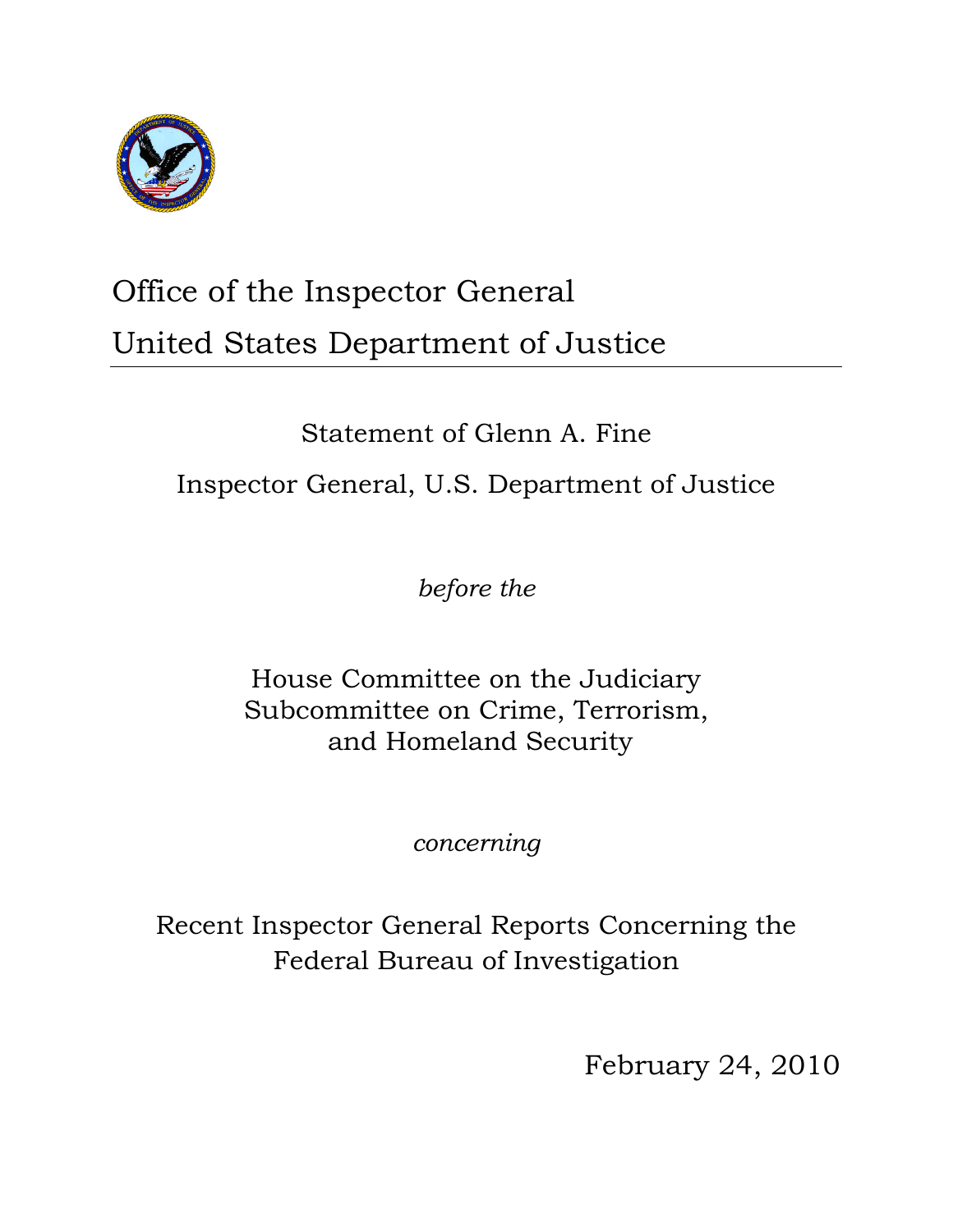# Office of the Inspector General
# United States Department of Justice

Statement of Glenn A. Fine

Inspector General, U.S. Department of Justice

*before the*

House Committee on the Judiciary
Subcommittee on Crime, Terrorism,
and Homeland Security

*concerning*

Recent Inspector General Reports Concerning the Federal Bureau of Investigation

February 24, 2010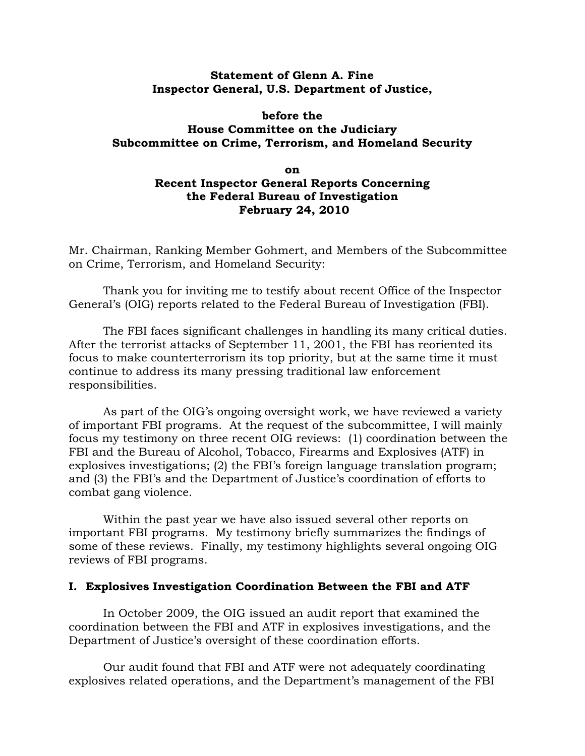**Statement of Glenn A. Fine**
**Inspector General, U.S. Department of Justice,**

**before the**
**House Committee on the Judiciary**
**Subcommittee on Crime, Terrorism, and Homeland Security**

**on**
**Recent Inspector General Reports Concerning the Federal Bureau of Investigation**
**February 24, 2010**

Mr. Chairman, Ranking Member Gohmert, and Members of the Subcommittee on Crime, Terrorism, and Homeland Security:

Thank you for inviting me to testify about recent Office of the Inspector General's (OIG) reports related to the Federal Bureau of Investigation (FBI).

The FBI faces significant challenges in handling its many critical duties. After the terrorist attacks of September 11, 2001, the FBI has reoriented its focus to make counterterrorism its top priority, but at the same time it must continue to address its many pressing traditional law enforcement responsibilities.

As part of the OIG's ongoing oversight work, we have reviewed a variety of important FBI programs. At the request of the subcommittee, I will mainly focus my testimony on three recent OIG reviews: (1) coordination between the FBI and the Bureau of Alcohol, Tobacco, Firearms and Explosives (ATF) in explosives investigations; (2) the FBI's foreign language translation program; and (3) the FBI's and the Department of Justice's coordination of efforts to combat gang violence.

Within the past year we have also issued several other reports on important FBI programs. My testimony briefly summarizes the findings of some of these reviews. Finally, my testimony highlights several ongoing OIG reviews of FBI programs.

## I. Explosives Investigation Coordination Between the FBI and ATF

In October 2009, the OIG issued an audit report that examined the coordination between the FBI and ATF in explosives investigations, and the Department of Justice's oversight of these coordination efforts.

Our audit found that FBI and ATF were not adequately coordinating explosives related operations, and the Department's management of the FBI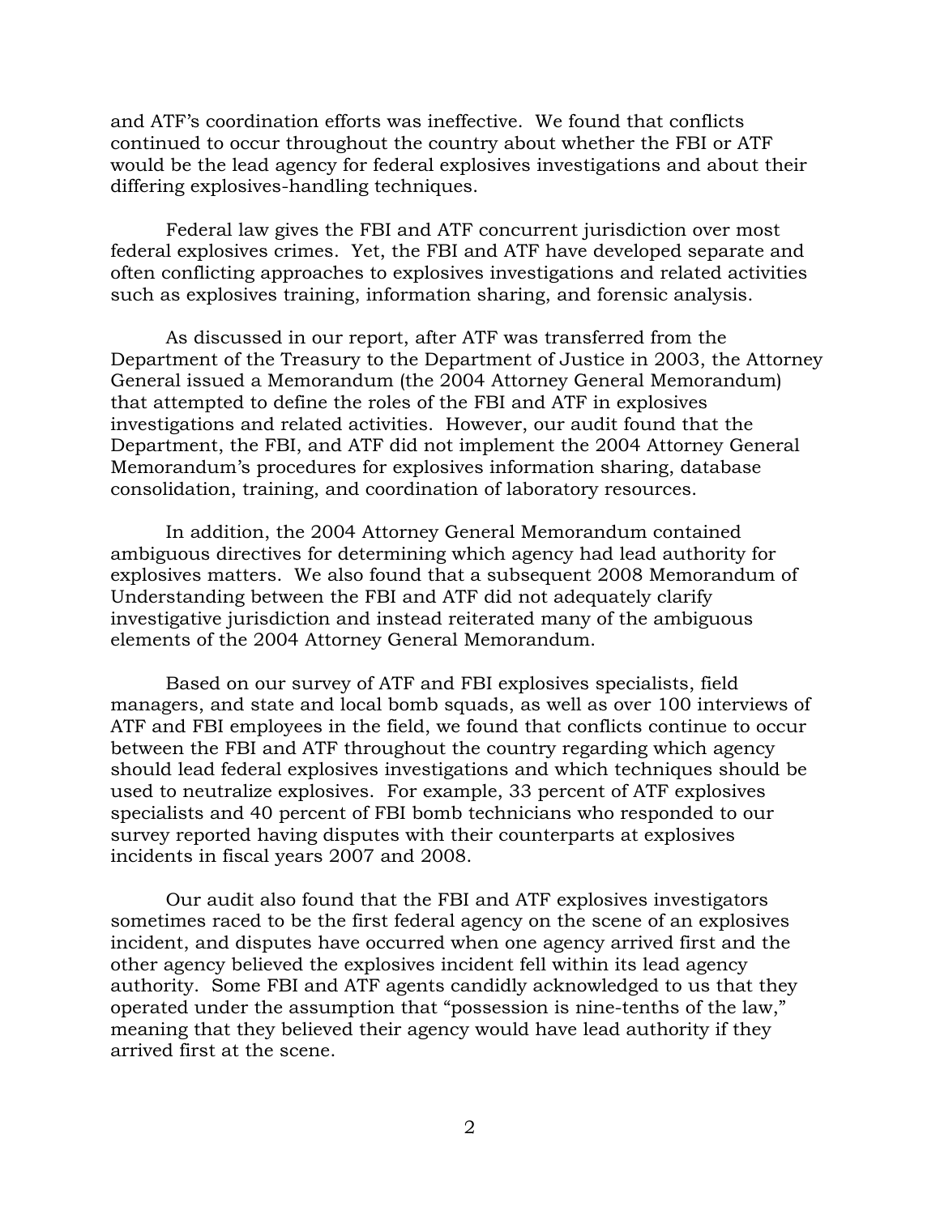and ATF's coordination efforts was ineffective. We found that conflicts continued to occur throughout the country about whether the FBI or ATF would be the lead agency for federal explosives investigations and about their differing explosives-handling techniques.

Federal law gives the FBI and ATF concurrent jurisdiction over most federal explosives crimes. Yet, the FBI and ATF have developed separate and often conflicting approaches to explosives investigations and related activities such as explosives training, information sharing, and forensic analysis.

As discussed in our report, after ATF was transferred from the Department of the Treasury to the Department of Justice in 2003, the Attorney General issued a Memorandum (the 2004 Attorney General Memorandum) that attempted to define the roles of the FBI and ATF in explosives investigations and related activities. However, our audit found that the Department, the FBI, and ATF did not implement the 2004 Attorney General Memorandum's procedures for explosives information sharing, database consolidation, training, and coordination of laboratory resources.

In addition, the 2004 Attorney General Memorandum contained ambiguous directives for determining which agency had lead authority for explosives matters. We also found that a subsequent 2008 Memorandum of Understanding between the FBI and ATF did not adequately clarify investigative jurisdiction and instead reiterated many of the ambiguous elements of the 2004 Attorney General Memorandum.

Based on our survey of ATF and FBI explosives specialists, field managers, and state and local bomb squads, as well as over 100 interviews of ATF and FBI employees in the field, we found that conflicts continue to occur between the FBI and ATF throughout the country regarding which agency should lead federal explosives investigations and which techniques should be used to neutralize explosives. For example, 33 percent of ATF explosives specialists and 40 percent of FBI bomb technicians who responded to our survey reported having disputes with their counterparts at explosives incidents in fiscal years 2007 and 2008.

Our audit also found that the FBI and ATF explosives investigators sometimes raced to be the first federal agency on the scene of an explosives incident, and disputes have occurred when one agency arrived first and the other agency believed the explosives incident fell within its lead agency authority. Some FBI and ATF agents candidly acknowledged to us that they operated under the assumption that "possession is nine-tenths of the law," meaning that they believed their agency would have lead authority if they arrived first at the scene.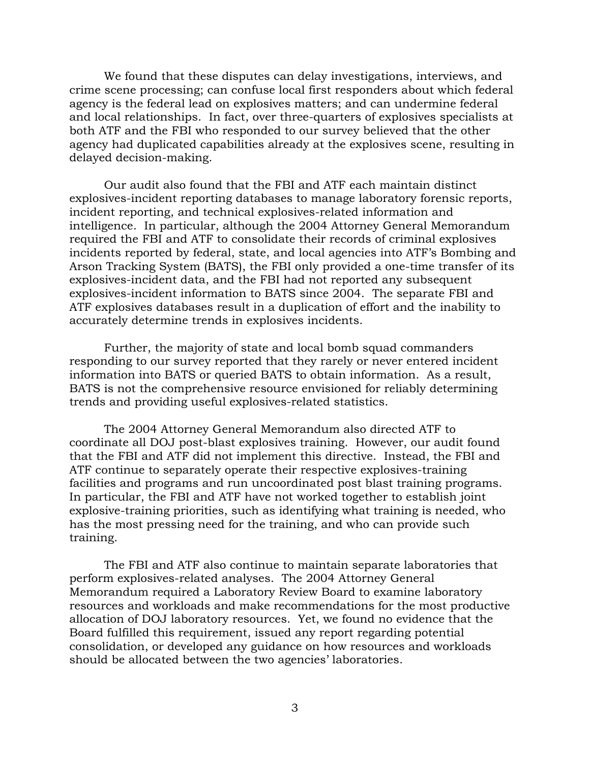We found that these disputes can delay investigations, interviews, and crime scene processing; can confuse local first responders about which federal agency is the federal lead on explosives matters; and can undermine federal and local relationships. In fact, over three-quarters of explosives specialists at both ATF and the FBI who responded to our survey believed that the other agency had duplicated capabilities already at the explosives scene, resulting in delayed decision-making.

Our audit also found that the FBI and ATF each maintain distinct explosives-incident reporting databases to manage laboratory forensic reports, incident reporting, and technical explosives-related information and intelligence. In particular, although the 2004 Attorney General Memorandum required the FBI and ATF to consolidate their records of criminal explosives incidents reported by federal, state, and local agencies into ATF's Bombing and Arson Tracking System (BATS), the FBI only provided a one-time transfer of its explosives-incident data, and the FBI had not reported any subsequent explosives-incident information to BATS since 2004. The separate FBI and ATF explosives databases result in a duplication of effort and the inability to accurately determine trends in explosives incidents.

Further, the majority of state and local bomb squad commanders responding to our survey reported that they rarely or never entered incident information into BATS or queried BATS to obtain information. As a result, BATS is not the comprehensive resource envisioned for reliably determining trends and providing useful explosives-related statistics.

The 2004 Attorney General Memorandum also directed ATF to coordinate all DOJ post-blast explosives training. However, our audit found that the FBI and ATF did not implement this directive. Instead, the FBI and ATF continue to separately operate their respective explosives-training facilities and programs and run uncoordinated post blast training programs. In particular, the FBI and ATF have not worked together to establish joint explosive-training priorities, such as identifying what training is needed, who has the most pressing need for the training, and who can provide such training.

The FBI and ATF also continue to maintain separate laboratories that perform explosives-related analyses. The 2004 Attorney General Memorandum required a Laboratory Review Board to examine laboratory resources and workloads and make recommendations for the most productive allocation of DOJ laboratory resources. Yet, we found no evidence that the Board fulfilled this requirement, issued any report regarding potential consolidation, or developed any guidance on how resources and workloads should be allocated between the two agencies' laboratories.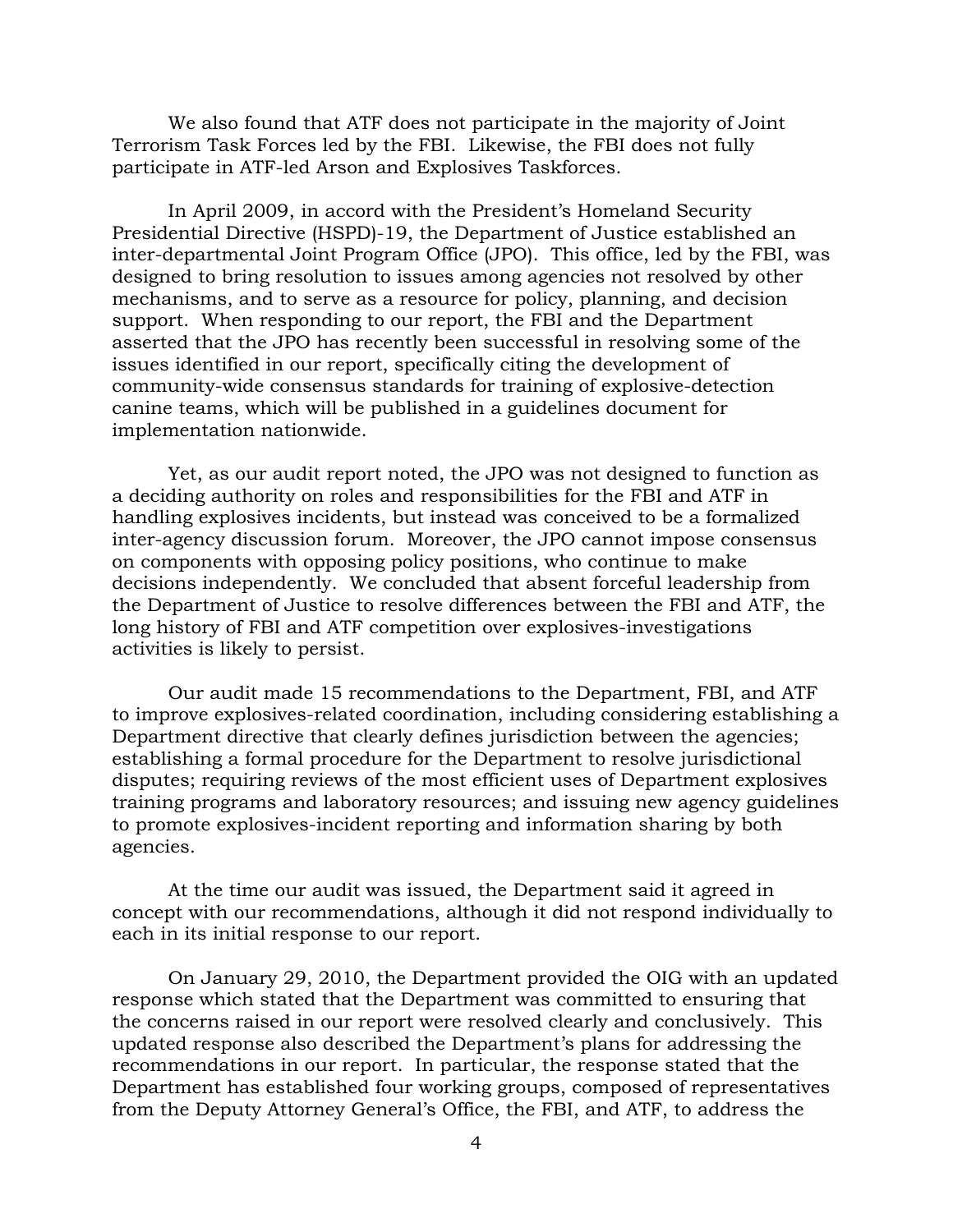We also found that ATF does not participate in the majority of Joint Terrorism Task Forces led by the FBI. Likewise, the FBI does not fully participate in ATF-led Arson and Explosives Taskforces.

In April 2009, in accord with the President's Homeland Security Presidential Directive (HSPD)-19, the Department of Justice established an inter-departmental Joint Program Office (JPO). This office, led by the FBI, was designed to bring resolution to issues among agencies not resolved by other mechanisms, and to serve as a resource for policy, planning, and decision support. When responding to our report, the FBI and the Department asserted that the JPO has recently been successful in resolving some of the issues identified in our report, specifically citing the development of community-wide consensus standards for training of explosive-detection canine teams, which will be published in a guidelines document for implementation nationwide.

Yet, as our audit report noted, the JPO was not designed to function as a deciding authority on roles and responsibilities for the FBI and ATF in handling explosives incidents, but instead was conceived to be a formalized inter-agency discussion forum. Moreover, the JPO cannot impose consensus on components with opposing policy positions, who continue to make decisions independently. We concluded that absent forceful leadership from the Department of Justice to resolve differences between the FBI and ATF, the long history of FBI and ATF competition over explosives-investigations activities is likely to persist.

Our audit made 15 recommendations to the Department, FBI, and ATF to improve explosives-related coordination, including considering establishing a Department directive that clearly defines jurisdiction between the agencies; establishing a formal procedure for the Department to resolve jurisdictional disputes; requiring reviews of the most efficient uses of Department explosives training programs and laboratory resources; and issuing new agency guidelines to promote explosives-incident reporting and information sharing by both agencies.

At the time our audit was issued, the Department said it agreed in concept with our recommendations, although it did not respond individually to each in its initial response to our report.

On January 29, 2010, the Department provided the OIG with an updated response which stated that the Department was committed to ensuring that the concerns raised in our report were resolved clearly and conclusively. This updated response also described the Department's plans for addressing the recommendations in our report. In particular, the response stated that the Department has established four working groups, composed of representatives from the Deputy Attorney General's Office, the FBI, and ATF, to address the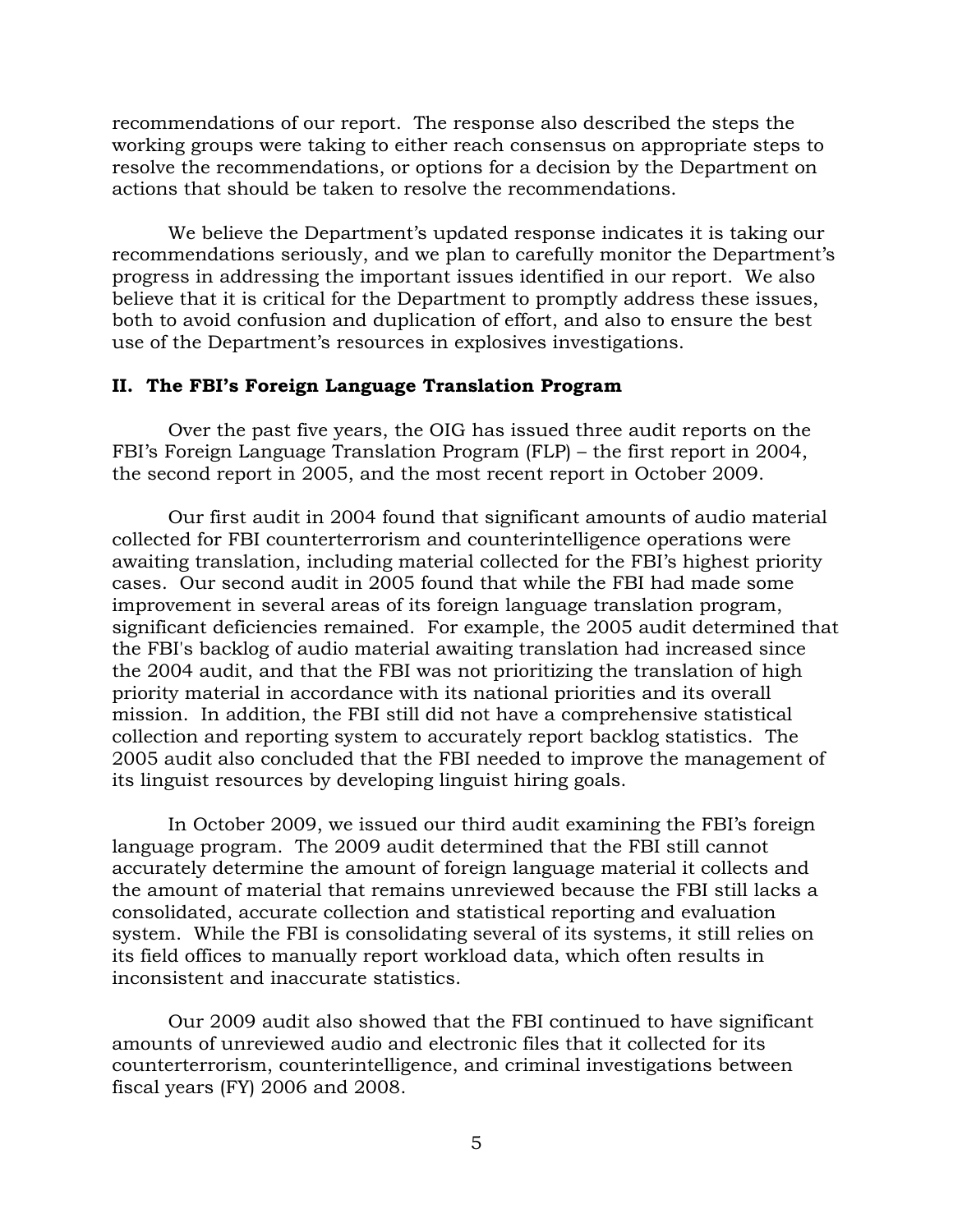recommendations of our report. The response also described the steps the working groups were taking to either reach consensus on appropriate steps to resolve the recommendations, or options for a decision by the Department on actions that should be taken to resolve the recommendations.

We believe the Department's updated response indicates it is taking our recommendations seriously, and we plan to carefully monitor the Department's progress in addressing the important issues identified in our report. We also believe that it is critical for the Department to promptly address these issues, both to avoid confusion and duplication of effort, and also to ensure the best use of the Department's resources in explosives investigations.

## II. The FBI's Foreign Language Translation Program

Over the past five years, the OIG has issued three audit reports on the FBI's Foreign Language Translation Program (FLP) – the first report in 2004, the second report in 2005, and the most recent report in October 2009.

Our first audit in 2004 found that significant amounts of audio material collected for FBI counterterrorism and counterintelligence operations were awaiting translation, including material collected for the FBI's highest priority cases. Our second audit in 2005 found that while the FBI had made some improvement in several areas of its foreign language translation program, significant deficiencies remained. For example, the 2005 audit determined that the FBI's backlog of audio material awaiting translation had increased since the 2004 audit, and that the FBI was not prioritizing the translation of high priority material in accordance with its national priorities and its overall mission. In addition, the FBI still did not have a comprehensive statistical collection and reporting system to accurately report backlog statistics. The 2005 audit also concluded that the FBI needed to improve the management of its linguist resources by developing linguist hiring goals.

In October 2009, we issued our third audit examining the FBI's foreign language program. The 2009 audit determined that the FBI still cannot accurately determine the amount of foreign language material it collects and the amount of material that remains unreviewed because the FBI still lacks a consolidated, accurate collection and statistical reporting and evaluation system. While the FBI is consolidating several of its systems, it still relies on its field offices to manually report workload data, which often results in inconsistent and inaccurate statistics.

Our 2009 audit also showed that the FBI continued to have significant amounts of unreviewed audio and electronic files that it collected for its counterterrorism, counterintelligence, and criminal investigations between fiscal years (FY) 2006 and 2008.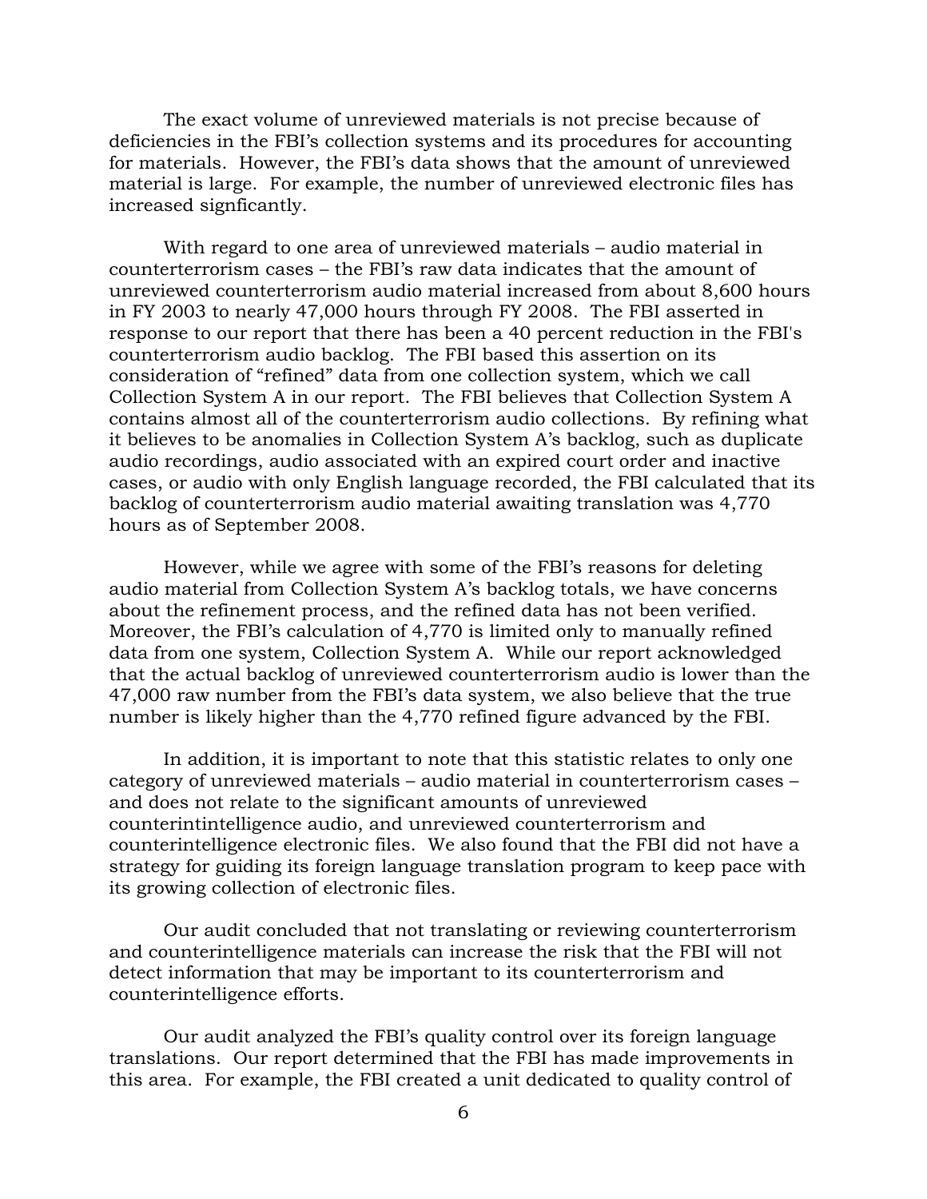The exact volume of unreviewed materials is not precise because of deficiencies in the FBI's collection systems and its procedures for accounting for materials. However, the FBI's data shows that the amount of unreviewed material is large. For example, the number of unreviewed electronic files has increased signficantly.

With regard to one area of unreviewed materials – audio material in counterterrorism cases – the FBI's raw data indicates that the amount of unreviewed counterterrorism audio material increased from about 8,600 hours in FY 2003 to nearly 47,000 hours through FY 2008. The FBI asserted in response to our report that there has been a 40 percent reduction in the FBI's counterterrorism audio backlog. The FBI based this assertion on its consideration of "refined" data from one collection system, which we call Collection System A in our report. The FBI believes that Collection System A contains almost all of the counterterrorism audio collections. By refining what it believes to be anomalies in Collection System A's backlog, such as duplicate audio recordings, audio associated with an expired court order and inactive cases, or audio with only English language recorded, the FBI calculated that its backlog of counterterrorism audio material awaiting translation was 4,770 hours as of September 2008.

However, while we agree with some of the FBI's reasons for deleting audio material from Collection System A's backlog totals, we have concerns about the refinement process, and the refined data has not been verified. Moreover, the FBI's calculation of 4,770 is limited only to manually refined data from one system, Collection System A. While our report acknowledged that the actual backlog of unreviewed counterterrorism audio is lower than the 47,000 raw number from the FBI's data system, we also believe that the true number is likely higher than the 4,770 refined figure advanced by the FBI.

In addition, it is important to note that this statistic relates to only one category of unreviewed materials – audio material in counterterrorism cases – and does not relate to the significant amounts of unreviewed counterintintelligence audio, and unreviewed counterterrorism and counterintelligence electronic files. We also found that the FBI did not have a strategy for guiding its foreign language translation program to keep pace with its growing collection of electronic files.

Our audit concluded that not translating or reviewing counterterrorism and counterintelligence materials can increase the risk that the FBI will not detect information that may be important to its counterterrorism and counterintelligence efforts.

Our audit analyzed the FBI's quality control over its foreign language translations. Our report determined that the FBI has made improvements in this area. For example, the FBI created a unit dedicated to quality control of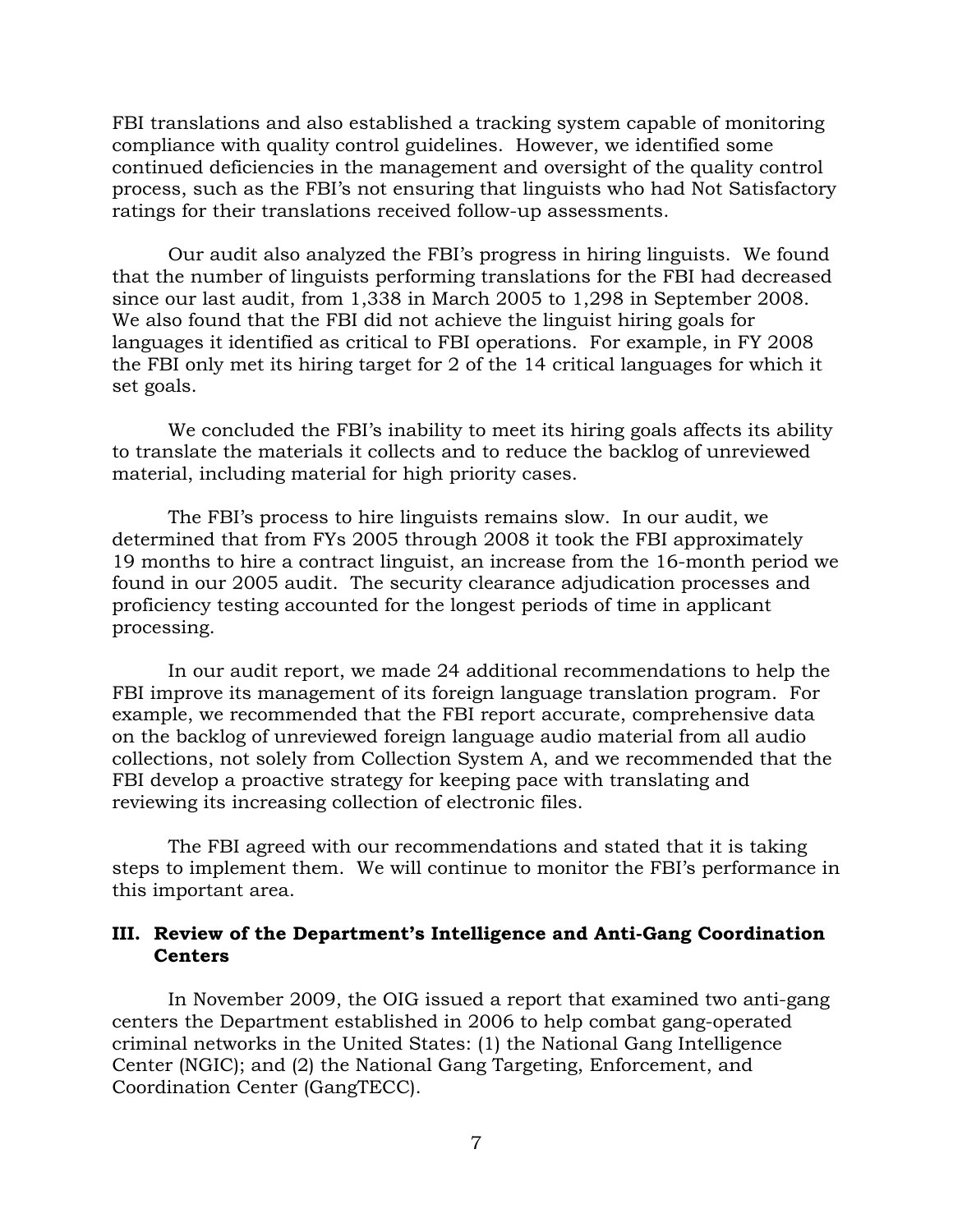FBI translations and also established a tracking system capable of monitoring compliance with quality control guidelines. However, we identified some continued deficiencies in the management and oversight of the quality control process, such as the FBI's not ensuring that linguists who had Not Satisfactory ratings for their translations received follow-up assessments.

Our audit also analyzed the FBI's progress in hiring linguists. We found that the number of linguists performing translations for the FBI had decreased since our last audit, from 1,338 in March 2005 to 1,298 in September 2008. We also found that the FBI did not achieve the linguist hiring goals for languages it identified as critical to FBI operations. For example, in FY 2008 the FBI only met its hiring target for 2 of the 14 critical languages for which it set goals.

We concluded the FBI's inability to meet its hiring goals affects its ability to translate the materials it collects and to reduce the backlog of unreviewed material, including material for high priority cases.

The FBI's process to hire linguists remains slow. In our audit, we determined that from FYs 2005 through 2008 it took the FBI approximately 19 months to hire a contract linguist, an increase from the 16-month period we found in our 2005 audit. The security clearance adjudication processes and proficiency testing accounted for the longest periods of time in applicant processing.

In our audit report, we made 24 additional recommendations to help the FBI improve its management of its foreign language translation program. For example, we recommended that the FBI report accurate, comprehensive data on the backlog of unreviewed foreign language audio material from all audio collections, not solely from Collection System A, and we recommended that the FBI develop a proactive strategy for keeping pace with translating and reviewing its increasing collection of electronic files.

The FBI agreed with our recommendations and stated that it is taking steps to implement them. We will continue to monitor the FBI's performance in this important area.

## III. Review of the Department's Intelligence and Anti-Gang Coordination Centers

In November 2009, the OIG issued a report that examined two anti-gang centers the Department established in 2006 to help combat gang-operated criminal networks in the United States: (1) the National Gang Intelligence Center (NGIC); and (2) the National Gang Targeting, Enforcement, and Coordination Center (GangTECC).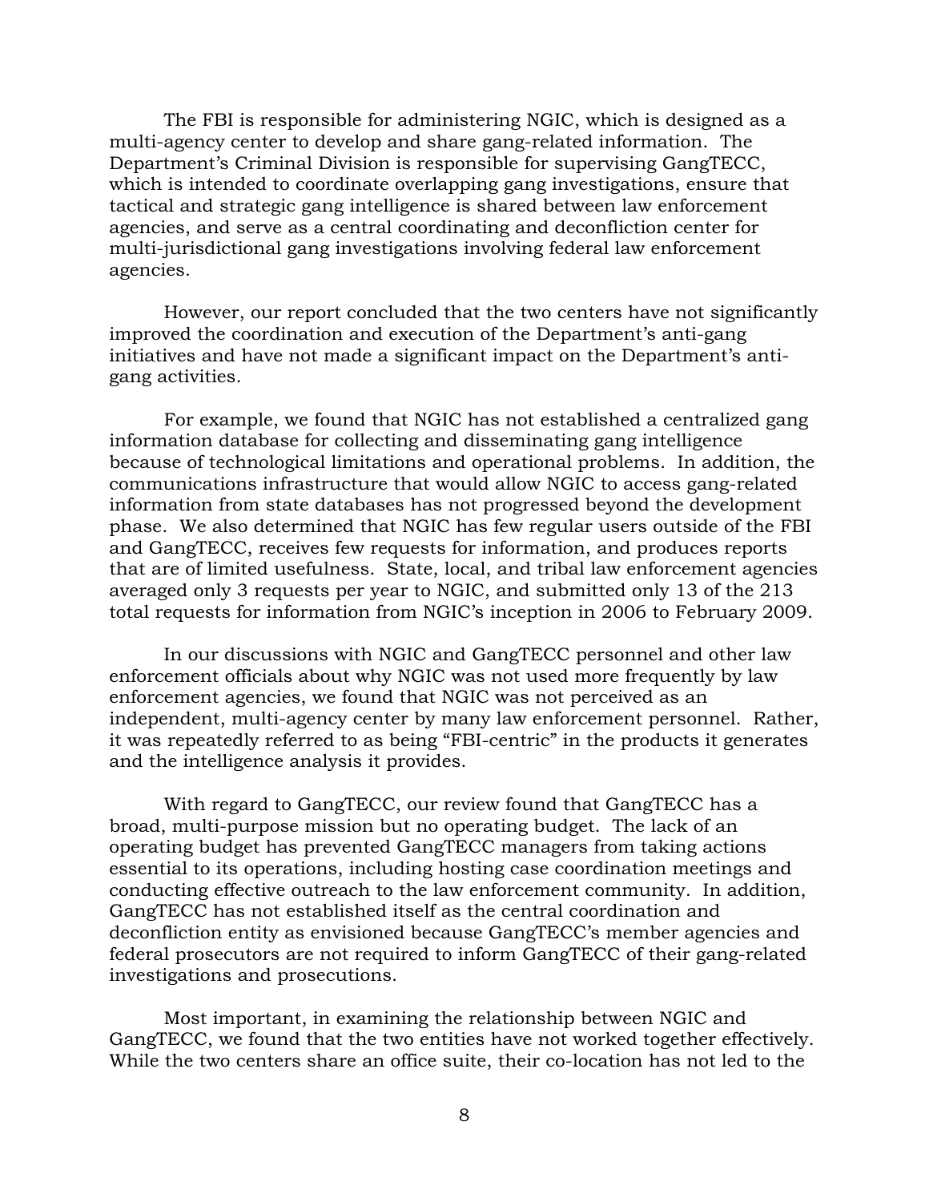The FBI is responsible for administering NGIC, which is designed as a multi-agency center to develop and share gang-related information. The Department's Criminal Division is responsible for supervising GangTECC, which is intended to coordinate overlapping gang investigations, ensure that tactical and strategic gang intelligence is shared between law enforcement agencies, and serve as a central coordinating and deconfliction center for multi-jurisdictional gang investigations involving federal law enforcement agencies.

However, our report concluded that the two centers have not significantly improved the coordination and execution of the Department's anti-gang initiatives and have not made a significant impact on the Department's anti-gang activities.

For example, we found that NGIC has not established a centralized gang information database for collecting and disseminating gang intelligence because of technological limitations and operational problems. In addition, the communications infrastructure that would allow NGIC to access gang-related information from state databases has not progressed beyond the development phase. We also determined that NGIC has few regular users outside of the FBI and GangTECC, receives few requests for information, and produces reports that are of limited usefulness. State, local, and tribal law enforcement agencies averaged only 3 requests per year to NGIC, and submitted only 13 of the 213 total requests for information from NGIC's inception in 2006 to February 2009.

In our discussions with NGIC and GangTECC personnel and other law enforcement officials about why NGIC was not used more frequently by law enforcement agencies, we found that NGIC was not perceived as an independent, multi-agency center by many law enforcement personnel. Rather, it was repeatedly referred to as being "FBI-centric" in the products it generates and the intelligence analysis it provides.

With regard to GangTECC, our review found that GangTECC has a broad, multi-purpose mission but no operating budget. The lack of an operating budget has prevented GangTECC managers from taking actions essential to its operations, including hosting case coordination meetings and conducting effective outreach to the law enforcement community. In addition, GangTECC has not established itself as the central coordination and deconfliction entity as envisioned because GangTECC's member agencies and federal prosecutors are not required to inform GangTECC of their gang-related investigations and prosecutions.

Most important, in examining the relationship between NGIC and GangTECC, we found that the two entities have not worked together effectively. While the two centers share an office suite, their co-location has not led to the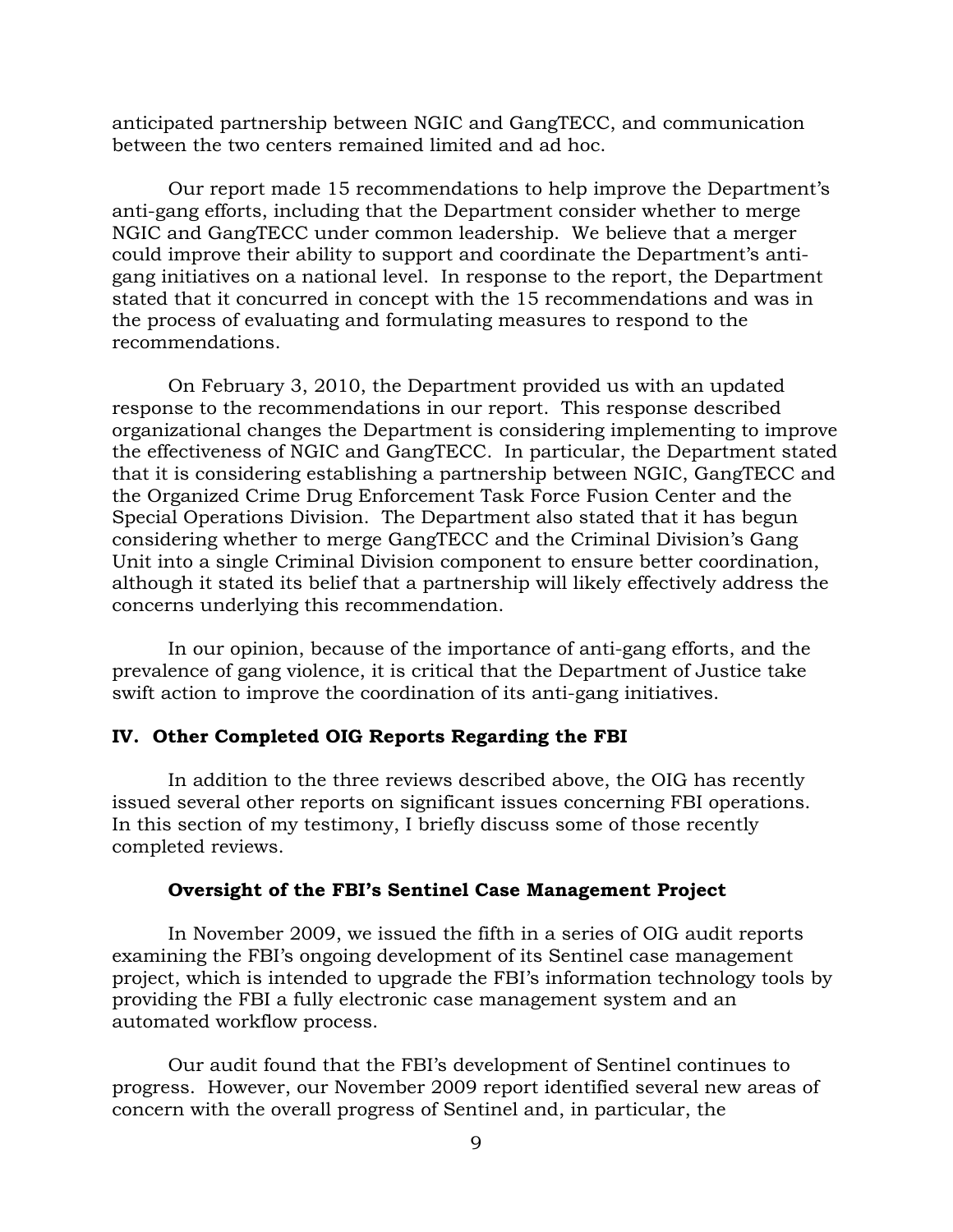anticipated partnership between NGIC and GangTECC, and communication between the two centers remained limited and ad hoc.

Our report made 15 recommendations to help improve the Department's anti-gang efforts, including that the Department consider whether to merge NGIC and GangTECC under common leadership. We believe that a merger could improve their ability to support and coordinate the Department's anti-gang initiatives on a national level. In response to the report, the Department stated that it concurred in concept with the 15 recommendations and was in the process of evaluating and formulating measures to respond to the recommendations.

On February 3, 2010, the Department provided us with an updated response to the recommendations in our report. This response described organizational changes the Department is considering implementing to improve the effectiveness of NGIC and GangTECC. In particular, the Department stated that it is considering establishing a partnership between NGIC, GangTECC and the Organized Crime Drug Enforcement Task Force Fusion Center and the Special Operations Division. The Department also stated that it has begun considering whether to merge GangTECC and the Criminal Division's Gang Unit into a single Criminal Division component to ensure better coordination, although it stated its belief that a partnership will likely effectively address the concerns underlying this recommendation.

In our opinion, because of the importance of anti-gang efforts, and the prevalence of gang violence, it is critical that the Department of Justice take swift action to improve the coordination of its anti-gang initiatives.

## IV. Other Completed OIG Reports Regarding the FBI

In addition to the three reviews described above, the OIG has recently issued several other reports on significant issues concerning FBI operations. In this section of my testimony, I briefly discuss some of those recently completed reviews.

### Oversight of the FBI's Sentinel Case Management Project

In November 2009, we issued the fifth in a series of OIG audit reports examining the FBI's ongoing development of its Sentinel case management project, which is intended to upgrade the FBI's information technology tools by providing the FBI a fully electronic case management system and an automated workflow process.

Our audit found that the FBI's development of Sentinel continues to progress. However, our November 2009 report identified several new areas of concern with the overall progress of Sentinel and, in particular, the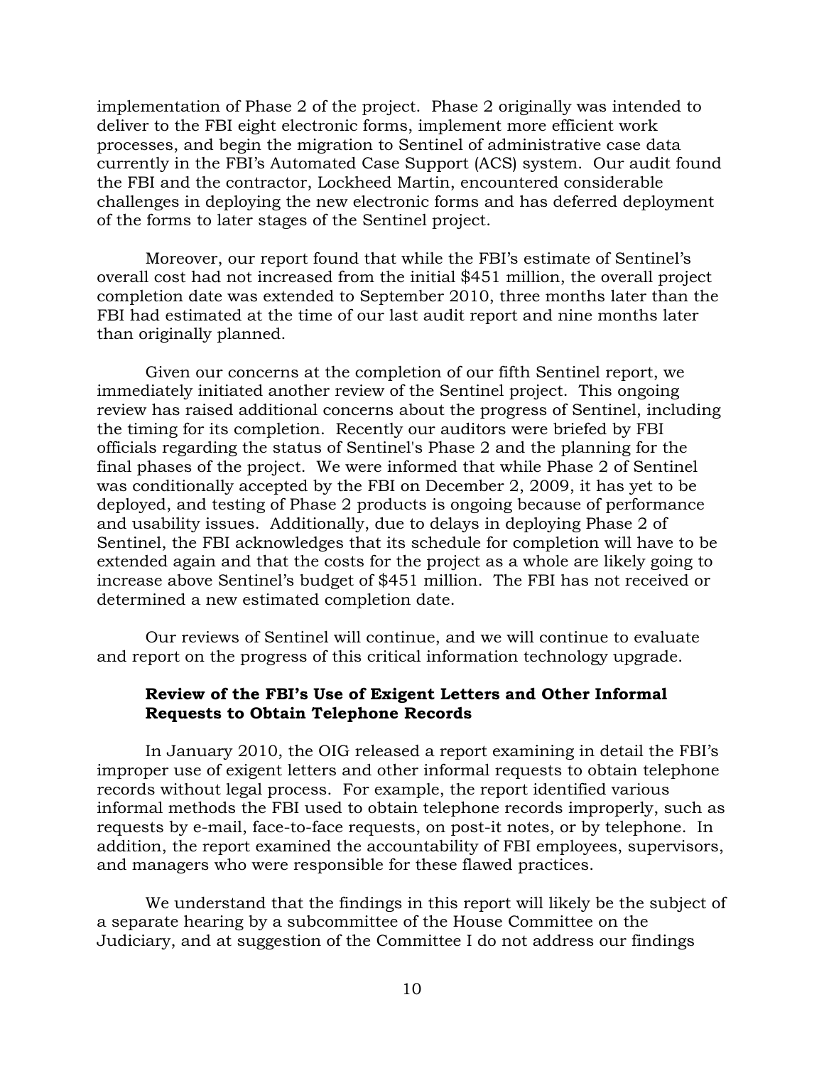implementation of Phase 2 of the project. Phase 2 originally was intended to deliver to the FBI eight electronic forms, implement more efficient work processes, and begin the migration to Sentinel of administrative case data currently in the FBI's Automated Case Support (ACS) system. Our audit found the FBI and the contractor, Lockheed Martin, encountered considerable challenges in deploying the new electronic forms and has deferred deployment of the forms to later stages of the Sentinel project.

Moreover, our report found that while the FBI's estimate of Sentinel's overall cost had not increased from the initial $451 million, the overall project completion date was extended to September 2010, three months later than the FBI had estimated at the time of our last audit report and nine months later than originally planned.

Given our concerns at the completion of our fifth Sentinel report, we immediately initiated another review of the Sentinel project. This ongoing review has raised additional concerns about the progress of Sentinel, including the timing for its completion. Recently our auditors were briefed by FBI officials regarding the status of Sentinel's Phase 2 and the planning for the final phases of the project. We were informed that while Phase 2 of Sentinel was conditionally accepted by the FBI on December 2, 2009, it has yet to be deployed, and testing of Phase 2 products is ongoing because of performance and usability issues. Additionally, due to delays in deploying Phase 2 of Sentinel, the FBI acknowledges that its schedule for completion will have to be extended again and that the costs for the project as a whole are likely going to increase above Sentinel's budget of $451 million. The FBI has not received or determined a new estimated completion date.

Our reviews of Sentinel will continue, and we will continue to evaluate and report on the progress of this critical information technology upgrade.

**Review of the FBI's Use of Exigent Letters and Other Informal Requests to Obtain Telephone Records**

In January 2010, the OIG released a report examining in detail the FBI's improper use of exigent letters and other informal requests to obtain telephone records without legal process. For example, the report identified various informal methods the FBI used to obtain telephone records improperly, such as requests by e-mail, face-to-face requests, on post-it notes, or by telephone. In addition, the report examined the accountability of FBI employees, supervisors, and managers who were responsible for these flawed practices.

We understand that the findings in this report will likely be the subject of a separate hearing by a subcommittee of the House Committee on the Judiciary, and at suggestion of the Committee I do not address our findings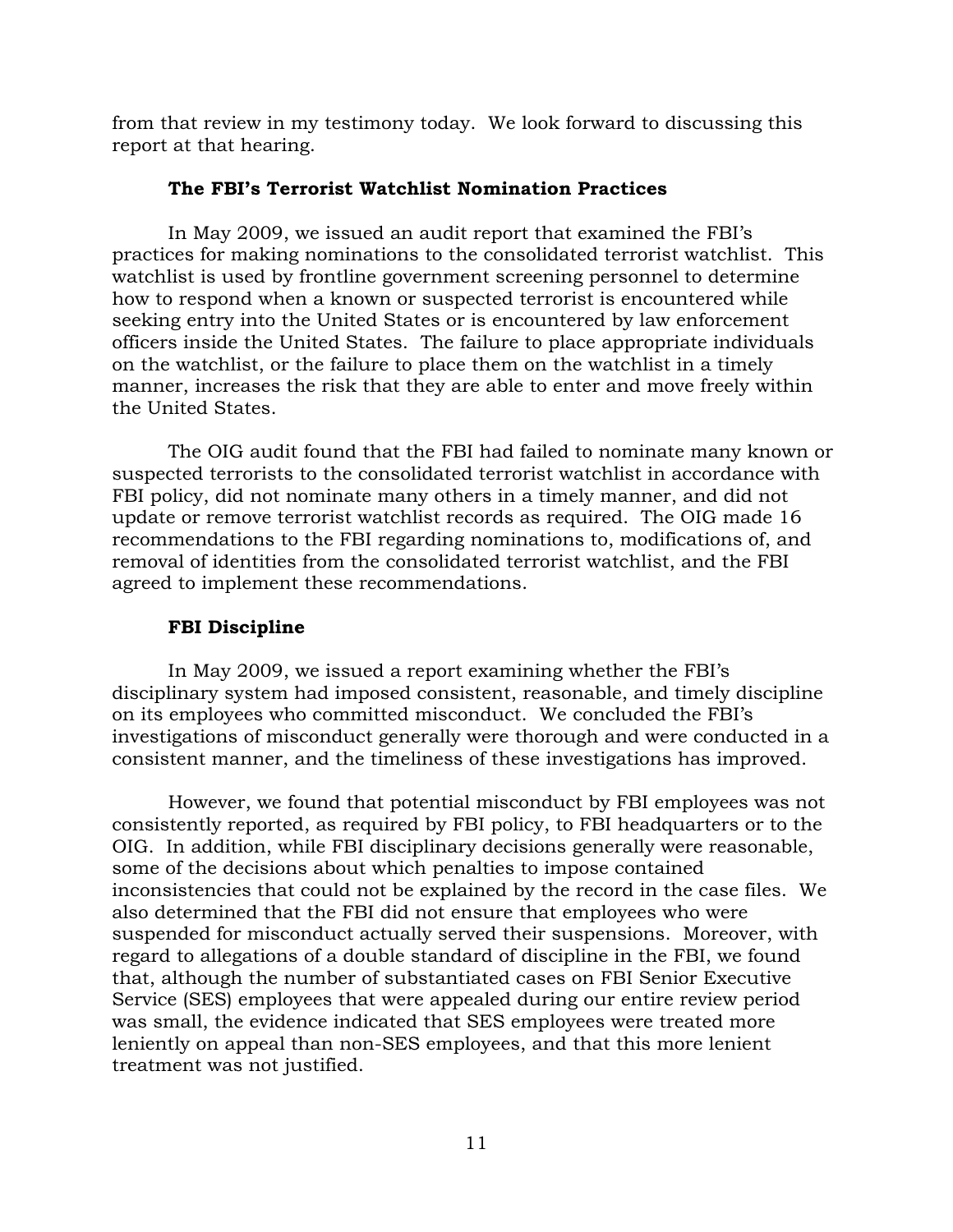from that review in my testimony today. We look forward to discussing this report at that hearing.

### The FBI's Terrorist Watchlist Nomination Practices

In May 2009, we issued an audit report that examined the FBI's practices for making nominations to the consolidated terrorist watchlist. This watchlist is used by frontline government screening personnel to determine how to respond when a known or suspected terrorist is encountered while seeking entry into the United States or is encountered by law enforcement officers inside the United States. The failure to place appropriate individuals on the watchlist, or the failure to place them on the watchlist in a timely manner, increases the risk that they are able to enter and move freely within the United States.

The OIG audit found that the FBI had failed to nominate many known or suspected terrorists to the consolidated terrorist watchlist in accordance with FBI policy, did not nominate many others in a timely manner, and did not update or remove terrorist watchlist records as required. The OIG made 16 recommendations to the FBI regarding nominations to, modifications of, and removal of identities from the consolidated terrorist watchlist, and the FBI agreed to implement these recommendations.

### FBI Discipline

In May 2009, we issued a report examining whether the FBI's disciplinary system had imposed consistent, reasonable, and timely discipline on its employees who committed misconduct. We concluded the FBI's investigations of misconduct generally were thorough and were conducted in a consistent manner, and the timeliness of these investigations has improved.

However, we found that potential misconduct by FBI employees was not consistently reported, as required by FBI policy, to FBI headquarters or to the OIG. In addition, while FBI disciplinary decisions generally were reasonable, some of the decisions about which penalties to impose contained inconsistencies that could not be explained by the record in the case files. We also determined that the FBI did not ensure that employees who were suspended for misconduct actually served their suspensions. Moreover, with regard to allegations of a double standard of discipline in the FBI, we found that, although the number of substantiated cases on FBI Senior Executive Service (SES) employees that were appealed during our entire review period was small, the evidence indicated that SES employees were treated more leniently on appeal than non-SES employees, and that this more lenient treatment was not justified.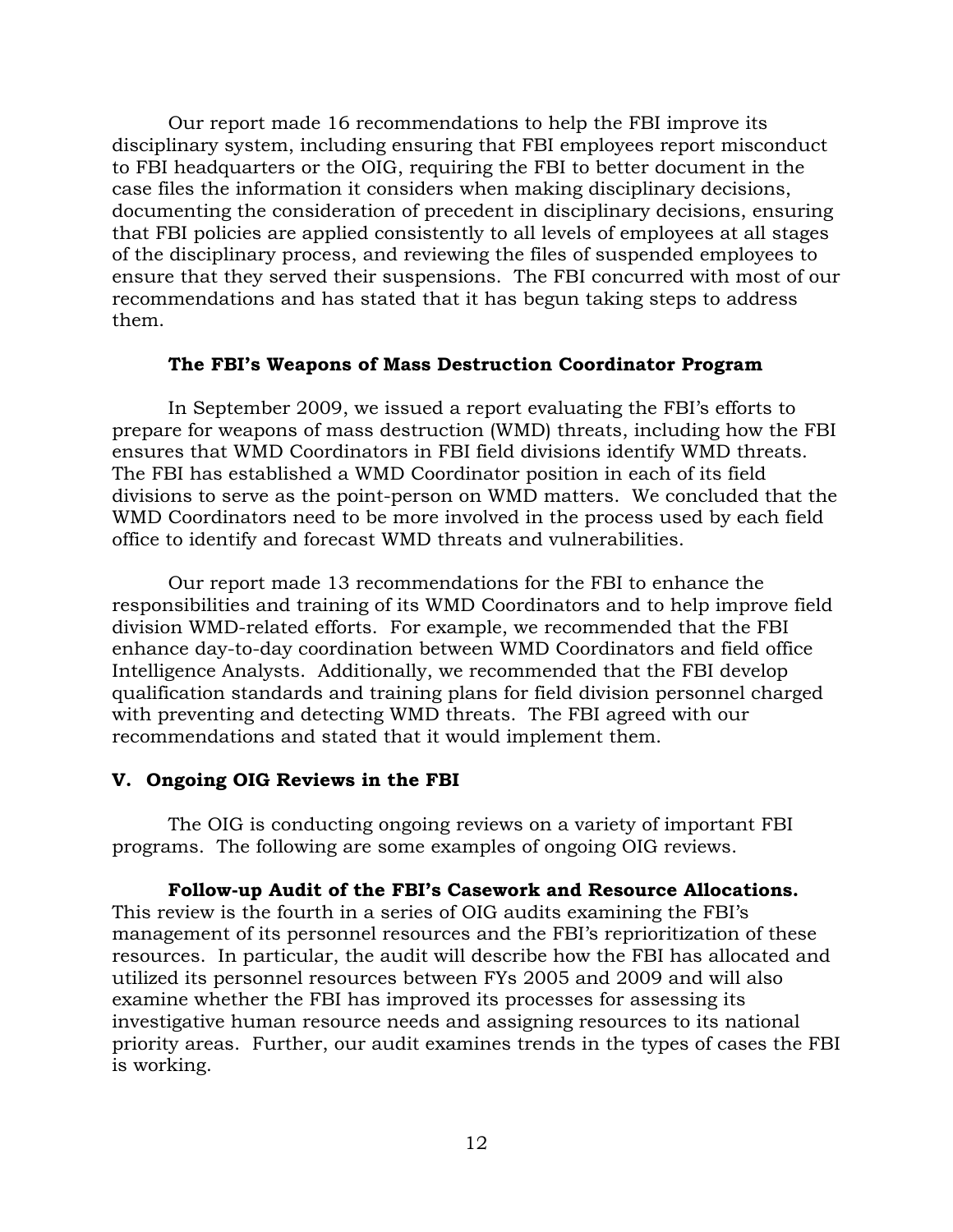Our report made 16 recommendations to help the FBI improve its disciplinary system, including ensuring that FBI employees report misconduct to FBI headquarters or the OIG, requiring the FBI to better document in the case files the information it considers when making disciplinary decisions, documenting the consideration of precedent in disciplinary decisions, ensuring that FBI policies are applied consistently to all levels of employees at all stages of the disciplinary process, and reviewing the files of suspended employees to ensure that they served their suspensions. The FBI concurred with most of our recommendations and has stated that it has begun taking steps to address them.

### The FBI's Weapons of Mass Destruction Coordinator Program

In September 2009, we issued a report evaluating the FBI's efforts to prepare for weapons of mass destruction (WMD) threats, including how the FBI ensures that WMD Coordinators in FBI field divisions identify WMD threats. The FBI has established a WMD Coordinator position in each of its field divisions to serve as the point-person on WMD matters. We concluded that the WMD Coordinators need to be more involved in the process used by each field office to identify and forecast WMD threats and vulnerabilities.

Our report made 13 recommendations for the FBI to enhance the responsibilities and training of its WMD Coordinators and to help improve field division WMD-related efforts. For example, we recommended that the FBI enhance day-to-day coordination between WMD Coordinators and field office Intelligence Analysts. Additionally, we recommended that the FBI develop qualification standards and training plans for field division personnel charged with preventing and detecting WMD threats. The FBI agreed with our recommendations and stated that it would implement them.

## V. Ongoing OIG Reviews in the FBI

The OIG is conducting ongoing reviews on a variety of important FBI programs. The following are some examples of ongoing OIG reviews.

**Follow-up Audit of the FBI's Casework and Resource Allocations.** This review is the fourth in a series of OIG audits examining the FBI's management of its personnel resources and the FBI's reprioritization of these resources. In particular, the audit will describe how the FBI has allocated and utilized its personnel resources between FYs 2005 and 2009 and will also examine whether the FBI has improved its processes for assessing its investigative human resource needs and assigning resources to its national priority areas. Further, our audit examines trends in the types of cases the FBI is working.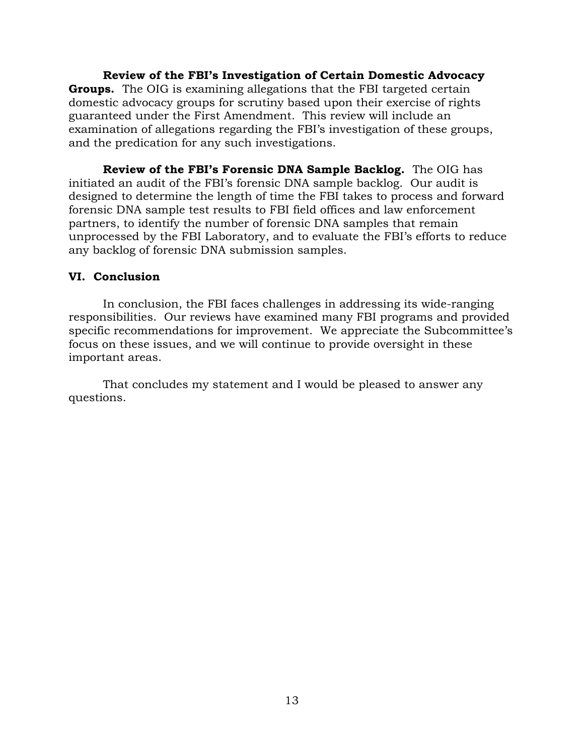**Review of the FBI's Investigation of Certain Domestic Advocacy Groups.** The OIG is examining allegations that the FBI targeted certain domestic advocacy groups for scrutiny based upon their exercise of rights guaranteed under the First Amendment. This review will include an examination of allegations regarding the FBI's investigation of these groups, and the predication for any such investigations.

**Review of the FBI's Forensic DNA Sample Backlog.** The OIG has initiated an audit of the FBI's forensic DNA sample backlog. Our audit is designed to determine the length of time the FBI takes to process and forward forensic DNA sample test results to FBI field offices and law enforcement partners, to identify the number of forensic DNA samples that remain unprocessed by the FBI Laboratory, and to evaluate the FBI's efforts to reduce any backlog of forensic DNA submission samples.

## VI. Conclusion

In conclusion, the FBI faces challenges in addressing its wide-ranging responsibilities. Our reviews have examined many FBI programs and provided specific recommendations for improvement. We appreciate the Subcommittee's focus on these issues, and we will continue to provide oversight in these important areas.

That concludes my statement and I would be pleased to answer any questions.